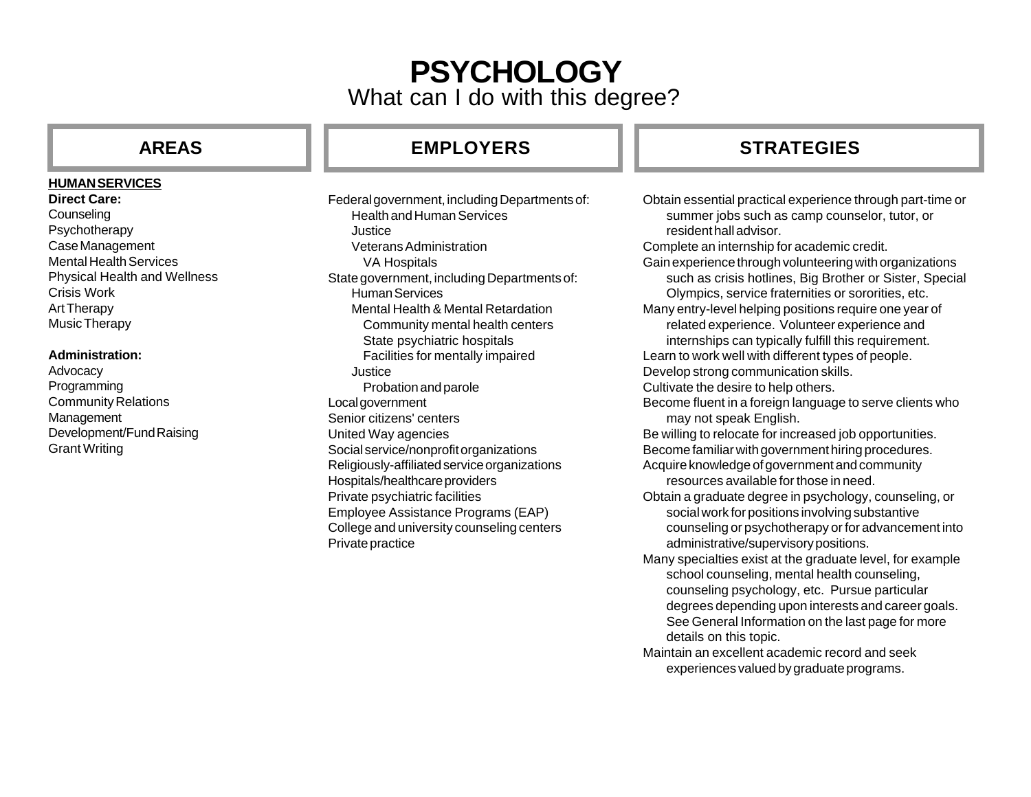# PSYCHOLOGY

What can I do with this degree?

## AREAS

**HUMAN SERVICES**

**Direct Care:**

Counseling
Psychotherapy
Case Management
Mental Health Services
Physical Health and Wellness
Crisis Work
Art Therapy
Music Therapy

**Administration:**

Advocacy
Programming
Community Relations
Management
Development/Fund Raising
Grant Writing

## EMPLOYERS

Federal government, including Departments of:
- Health and Human Services
- Justice
- Veterans Administration
  - VA Hospitals

State government, including Departments of:
- Human Services
- Mental Health & Mental Retardation
  - Community mental health centers
  - State psychiatric hospitals
  - Facilities for mentally impaired
- Justice
  - Probation and parole

Local government
Senior citizens' centers
United Way agencies
Social service/nonprofit organizations
Religiously-affiliated service organizations
Hospitals/healthcare providers
Private psychiatric facilities
Employee Assistance Programs (EAP)
College and university counseling centers
Private practice

## STRATEGIES

- Obtain essential practical experience through part-time or summer jobs such as camp counselor, tutor, or resident hall advisor.
- Complete an internship for academic credit.
- Gain experience through volunteering with organizations such as crisis hotlines, Big Brother or Sister, Special Olympics, service fraternities or sororities, etc.
- Many entry-level helping positions require one year of related experience. Volunteer experience and internships can typically fulfill this requirement.
- Learn to work well with different types of people.
- Develop strong communication skills.
- Cultivate the desire to help others.
- Become fluent in a foreign language to serve clients who may not speak English.
- Be willing to relocate for increased job opportunities.
- Become familiar with government hiring procedures.
- Acquire knowledge of government and community resources available for those in need.
- Obtain a graduate degree in psychology, counseling, or social work for positions involving substantive counseling or psychotherapy or for advancement into administrative/supervisory positions.
- Many specialties exist at the graduate level, for example school counseling, mental health counseling, counseling psychology, etc. Pursue particular degrees depending upon interests and career goals. See General Information on the last page for more details on this topic.
- Maintain an excellent academic record and seek experiences valued by graduate programs.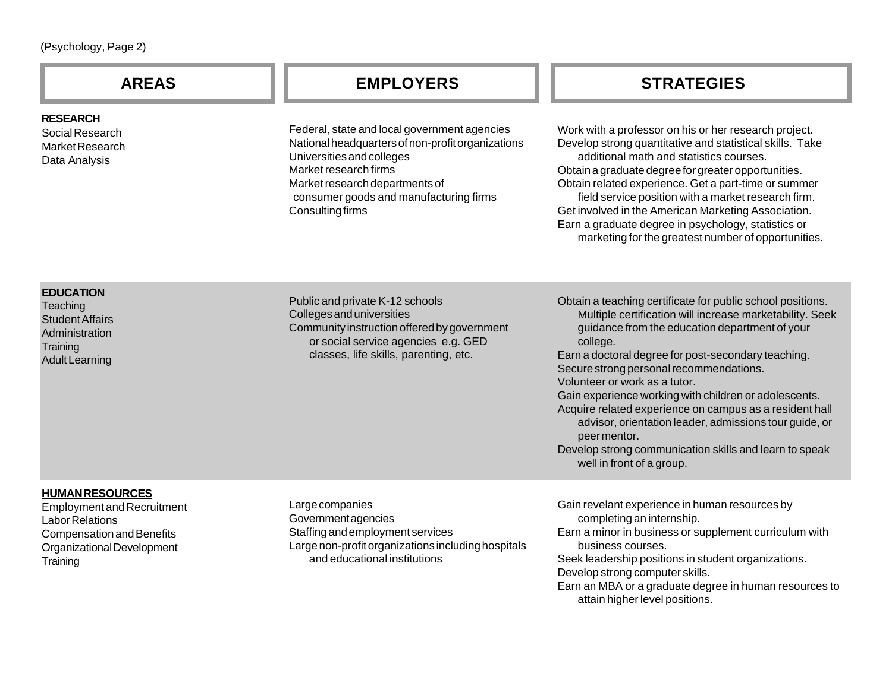| AREAS | EMPLOYERS | STRATEGIES |
| --- | --- | --- |
| **RESEARCH**<br>Social Research<br>Market Research<br>Data Analysis | Federal, state and local government agencies<br>National headquarters of non-profit organizations<br>Universities and colleges<br>Market research firms<br>Market research departments of consumer goods and manufacturing firms<br>Consulting firms | Work with a professor on his or her research project.<br>Develop strong quantitative and statistical skills. Take additional math and statistics courses.<br>Obtain a graduate degree for greater opportunities.<br>Obtain related experience. Get a part-time or summer field service position with a market research firm.<br>Get involved in the American Marketing Association.<br>Earn a graduate degree in psychology, statistics or marketing for the greatest number of opportunities. |
| **EDUCATION**<br>Teaching<br>Student Affairs<br>Administration<br>Training<br>Adult Learning | Public and private K-12 schools<br>Colleges and universities<br>Community instruction offered by government or social service agencies e.g. GED classes, life skills, parenting, etc. | Obtain a teaching certificate for public school positions. Multiple certification will increase marketability. Seek guidance from the education department of your college.<br>Earn a doctoral degree for post-secondary teaching.<br>Secure strong personal recommendations.<br>Volunteer or work as a tutor.<br>Gain experience working with children or adolescents.<br>Acquire related experience on campus as a resident hall advisor, orientation leader, admissions tour guide, or peer mentor.<br>Develop strong communication skills and learn to speak well in front of a group. |
| **HUMAN RESOURCES**<br>Employment and Recruitment<br>Labor Relations<br>Compensation and Benefits<br>Organizational Development<br>Training | Large companies<br>Government agencies<br>Staffing and employment services<br>Large non-profit organizations including hospitals and educational institutions | Gain revelant experience in human resources by completing an internship.<br>Earn a minor in business or supplement curriculum with business courses.<br>Seek leadership positions in student organizations.<br>Develop strong computer skills.<br>Earn an MBA or a graduate degree in human resources to attain higher level positions. |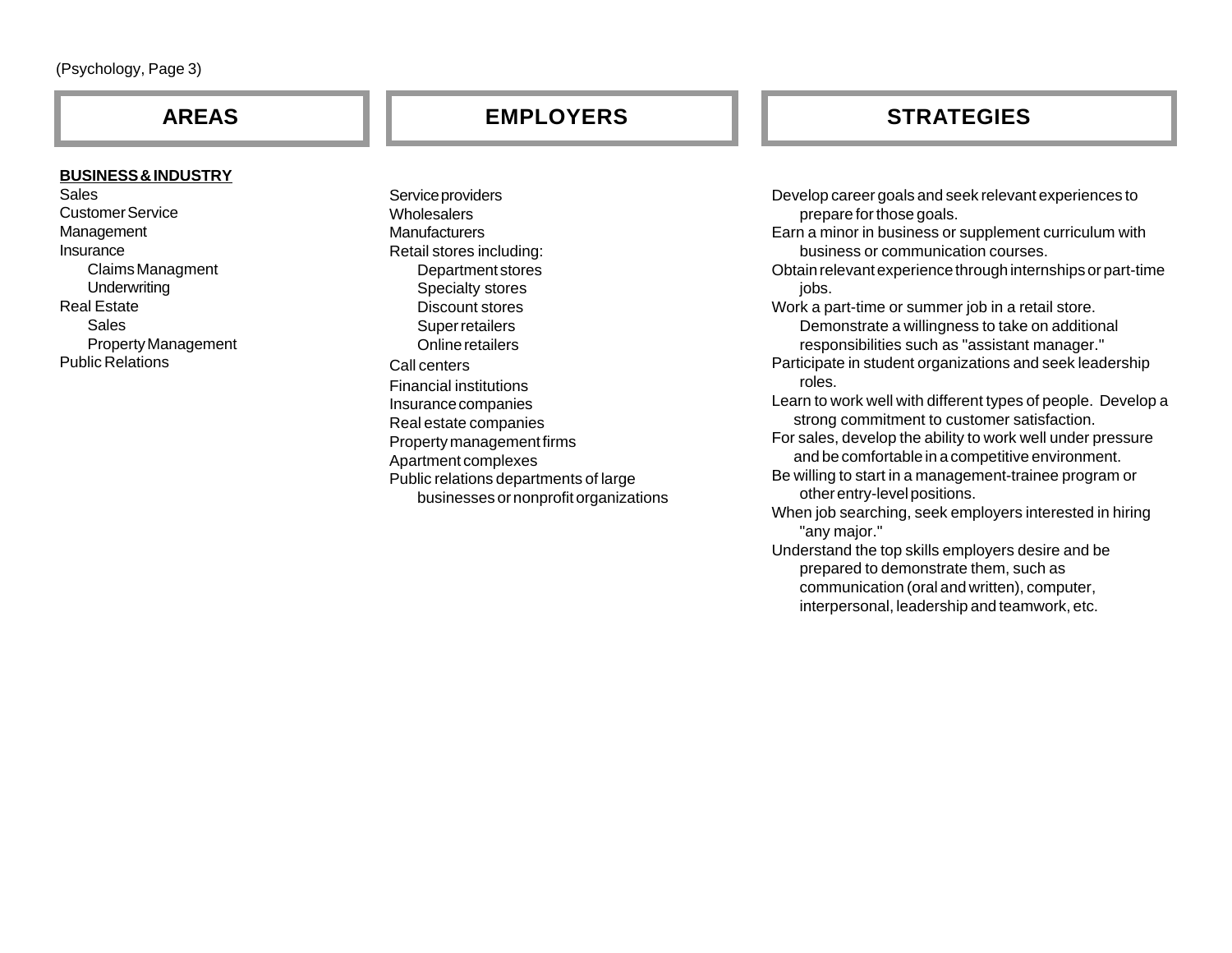(Psychology, Page 3)

| AREAS | EMPLOYERS | STRATEGIES |
|---|---|---|
| **BUSINESS & INDUSTRY** | | |
| Sales<br>Customer Service<br>Management<br>Insurance<br>&nbsp;&nbsp;&nbsp;&nbsp;Claims Managment<br>&nbsp;&nbsp;&nbsp;&nbsp;Underwriting<br>Real Estate<br>&nbsp;&nbsp;&nbsp;&nbsp;Sales<br>&nbsp;&nbsp;&nbsp;&nbsp;Property Management<br>Public Relations | Service providers<br>Wholesalers<br>Manufacturers<br>Retail stores including:<br>&nbsp;&nbsp;&nbsp;&nbsp;Department stores<br>&nbsp;&nbsp;&nbsp;&nbsp;Specialty stores<br>&nbsp;&nbsp;&nbsp;&nbsp;Discount stores<br>&nbsp;&nbsp;&nbsp;&nbsp;Super retailers<br>&nbsp;&nbsp;&nbsp;&nbsp;Online retailers<br>Call centers<br>Financial institutions<br>Insurance companies<br>Real estate companies<br>Property management firms<br>Apartment complexes<br>Public relations departments of large businesses or nonprofit organizations | Develop career goals and seek relevant experiences to prepare for those goals.<br>Earn a minor in business or supplement curriculum with business or communication courses.<br>Obtain relevant experience through internships or part-time jobs.<br>Work a part-time or summer job in a retail store. Demonstrate a willingness to take on additional responsibilities such as "assistant manager."<br>Participate in student organizations and seek leadership roles.<br>Learn to work well with different types of people. Develop a strong commitment to customer satisfaction.<br>For sales, develop the ability to work well under pressure and be comfortable in a competitive environment.<br>Be willing to start in a management-trainee program or other entry-level positions.<br>When job searching, seek employers interested in hiring "any major."<br>Understand the top skills employers desire and be prepared to demonstrate them, such as communication (oral and written), computer, interpersonal, leadership and teamwork, etc. |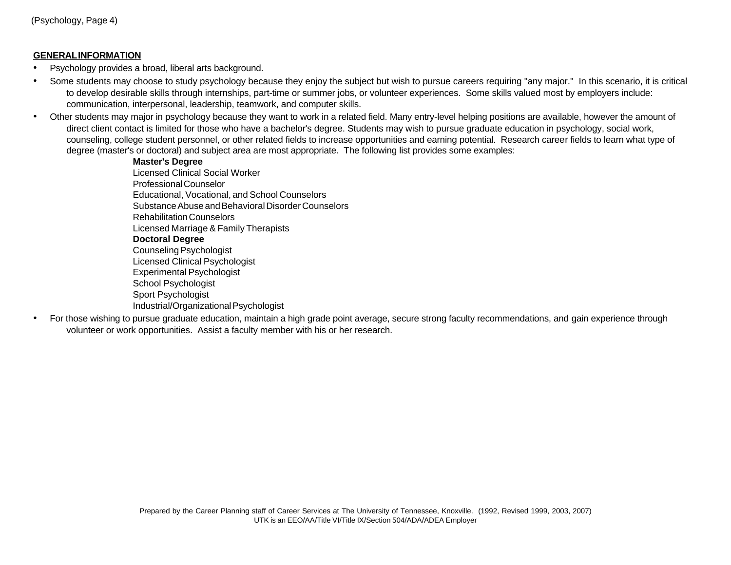## GENERAL INFORMATION

- Psychology provides a broad, liberal arts background.
- Some students may choose to study psychology because they enjoy the subject but wish to pursue careers requiring "any major." In this scenario, it is critical to develop desirable skills through internships, part-time or summer jobs, or volunteer experiences. Some skills valued most by employers include: communication, interpersonal, leadership, teamwork, and computer skills.
- Other students may major in psychology because they want to work in a related field. Many entry-level helping positions are available, however the amount of direct client contact is limited for those who have a bachelor's degree. Students may wish to pursue graduate education in psychology, social work, counseling, college student personnel, or other related fields to increase opportunities and earning potential. Research career fields to learn what type of degree (master's or doctoral) and subject area are most appropriate. The following list provides some examples:

  **Master's Degree**
  Licensed Clinical Social Worker
  Professional Counselor
  Educational, Vocational, and School Counselors
  Substance Abuse and Behavioral Disorder Counselors
  Rehabilitation Counselors
  Licensed Marriage & Family Therapists
  **Doctoral Degree**
  Counseling Psychologist
  Licensed Clinical Psychologist
  Experimental Psychologist
  School Psychologist
  Sport Psychologist
  Industrial/Organizational Psychologist

- For those wishing to pursue graduate education, maintain a high grade point average, secure strong faculty recommendations, and gain experience through volunteer or work opportunities. Assist a faculty member with his or her research.

Prepared by the Career Planning staff of Career Services at The University of Tennessee, Knoxville. (1992, Revised 1999, 2003, 2007)
UTK is an EEO/AA/Title VI/Title IX/Section 504/ADA/ADEA Employer